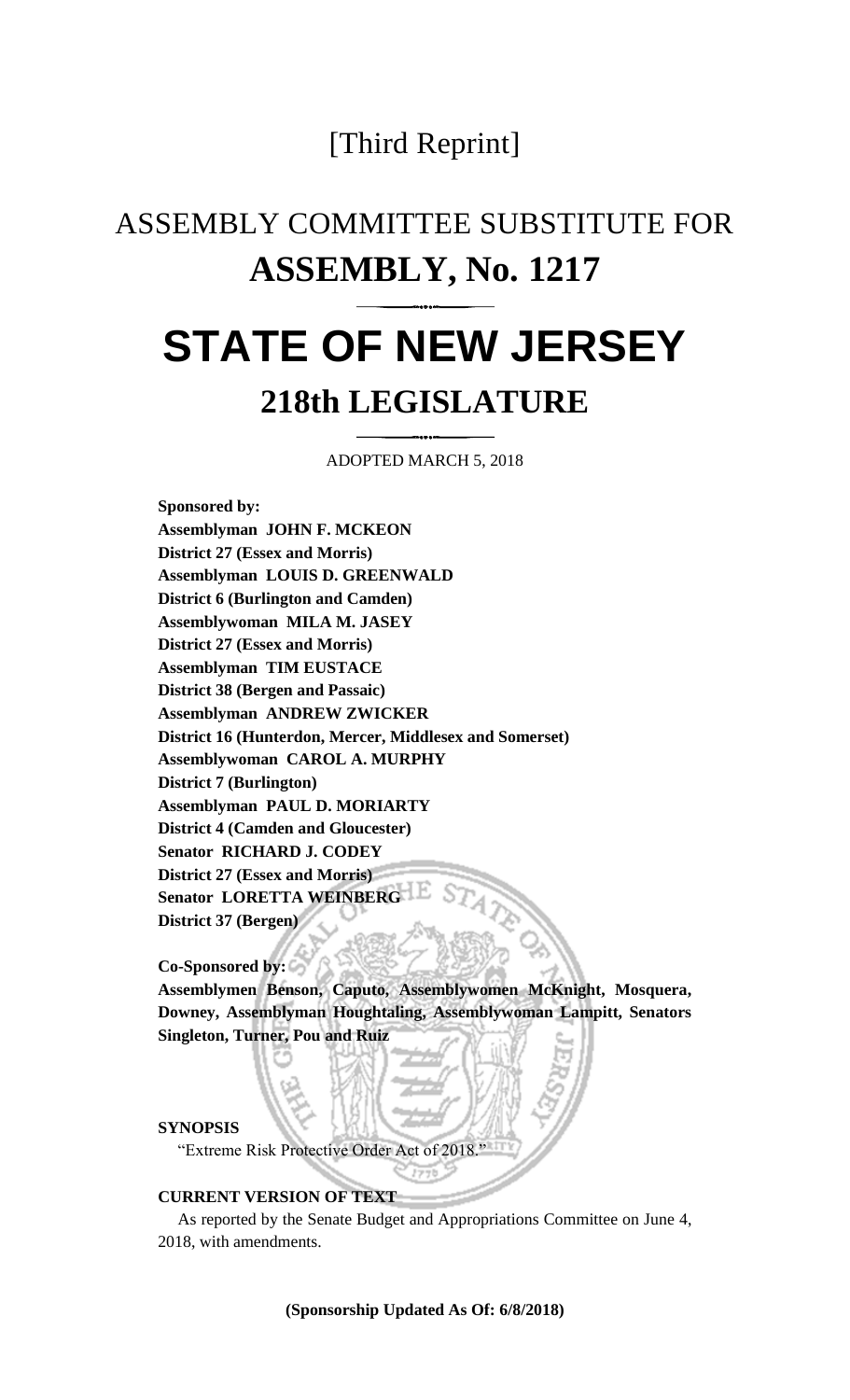[Third Reprint]

# ASSEMBLY COMMITTEE SUBSTITUTE FOR
# ASSEMBLY, No. 1217

# STATE OF NEW JERSEY
## 218th LEGISLATURE

ADOPTED MARCH 5, 2018

**Sponsored by:**
**Assemblyman JOHN F. MCKEON**
**District 27 (Essex and Morris)**
**Assemblyman LOUIS D. GREENWALD**
**District 6 (Burlington and Camden)**
**Assemblywoman MILA M. JASEY**
**District 27 (Essex and Morris)**
**Assemblyman TIM EUSTACE**
**District 38 (Bergen and Passaic)**
**Assemblyman ANDREW ZWICKER**
**District 16 (Hunterdon, Mercer, Middlesex and Somerset)**
**Assemblywoman CAROL A. MURPHY**
**District 7 (Burlington)**
**Assemblyman PAUL D. MORIARTY**
**District 4 (Camden and Gloucester)**
**Senator RICHARD J. CODEY**
**District 27 (Essex and Morris)**
**Senator LORETTA WEINBERG**
**District 37 (Bergen)**

**Co-Sponsored by:**
**Assemblymen Benson, Caputo, Assemblywomen McKnight, Mosquera, Downey, Assemblyman Houghtaling, Assemblywoman Lampitt, Senators Singleton, Turner, Pou and Ruiz**

**SYNOPSIS**

"Extreme Risk Protective Order Act of 2018."

**CURRENT VERSION OF TEXT**

As reported by the Senate Budget and Appropriations Committee on June 4, 2018, with amendments.

**(Sponsorship Updated As Of: 6/8/2018)**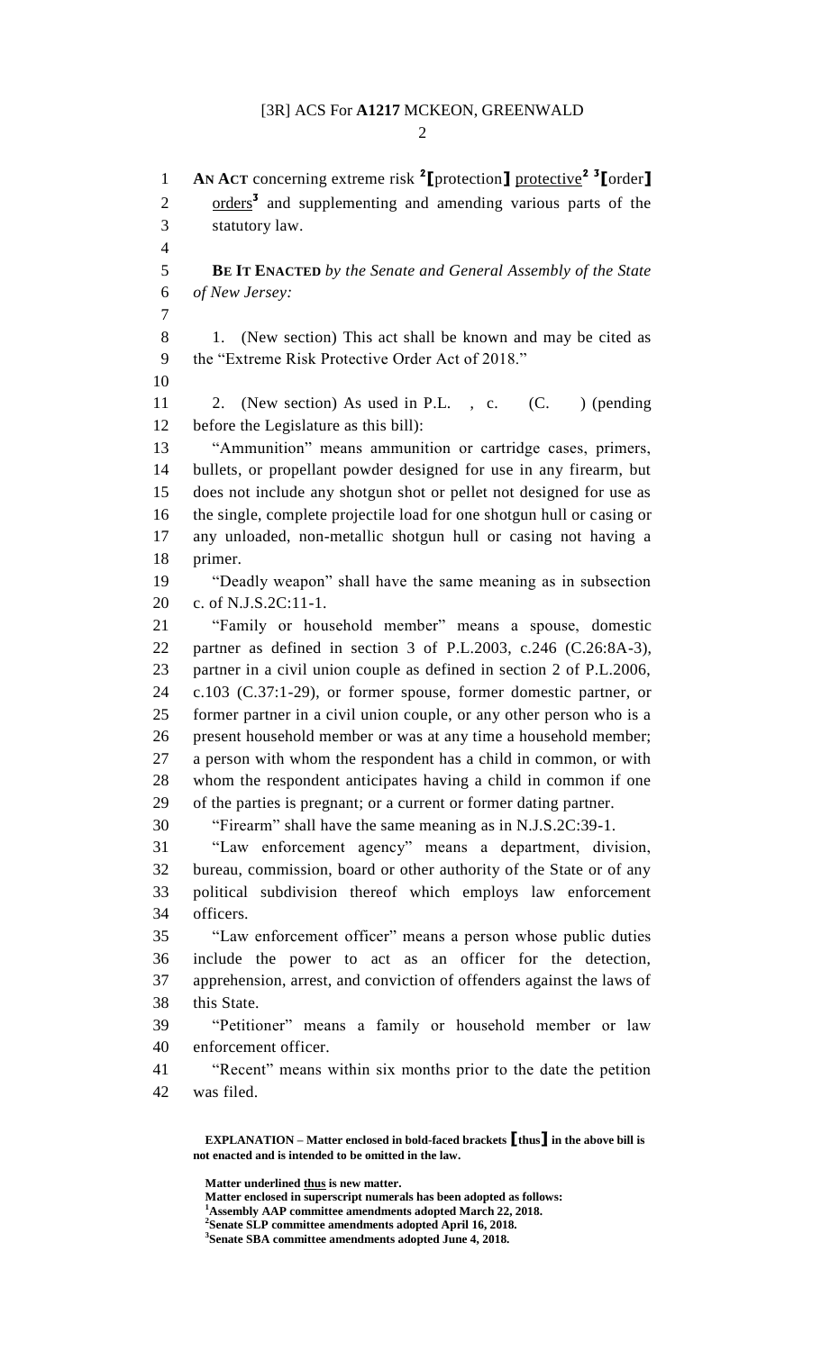**AN ACT** concerning extreme risk [2]**[**protection**]** <u>protective</u>[2] [3]**[**order**]** <u>orders</u>[3] and supplementing and amending various parts of the statutory law.

**BE IT ENACTED** *by the Senate and General Assembly of the State of New Jersey:*

1. (New section) This act shall be known and may be cited as the "Extreme Risk Protective Order Act of 2018."

2. (New section) As used in P.L. , c. (C. ) (pending before the Legislature as this bill):

"Ammunition" means ammunition or cartridge cases, primers, bullets, or propellant powder designed for use in any firearm, but does not include any shotgun shot or pellet not designed for use as the single, complete projectile load for one shotgun hull or casing or any unloaded, non-metallic shotgun hull or casing not having a primer.

"Deadly weapon" shall have the same meaning as in subsection c. of N.J.S.2C:11-1.

"Family or household member" means a spouse, domestic partner as defined in section 3 of P.L.2003, c.246 (C.26:8A-3), partner in a civil union couple as defined in section 2 of P.L.2006, c.103 (C.37:1-29), or former spouse, former domestic partner, or former partner in a civil union couple, or any other person who is a present household member or was at any time a household member; a person with whom the respondent has a child in common, or with whom the respondent anticipates having a child in common if one of the parties is pregnant; or a current or former dating partner.

"Firearm" shall have the same meaning as in N.J.S.2C:39-1.

"Law enforcement agency" means a department, division, bureau, commission, board or other authority of the State or of any political subdivision thereof which employs law enforcement officers.

"Law enforcement officer" means a person whose public duties include the power to act as an officer for the detection, apprehension, arrest, and conviction of offenders against the laws of this State.

"Petitioner" means a family or household member or law enforcement officer.

"Recent" means within six months prior to the date the petition was filed.

---

**EXPLANATION – Matter enclosed in bold-faced brackets [thus] in the above bill is not enacted and is intended to be omitted in the law.**

**Matter underlined <u>thus</u> is new matter.**
**Matter enclosed in superscript numerals has been adopted as follows:**
[1]**Assembly AAP committee amendments adopted March 22, 2018.**
[2]**Senate SLP committee amendments adopted April 16, 2018.**
[3]**Senate SBA committee amendments adopted June 4, 2018.**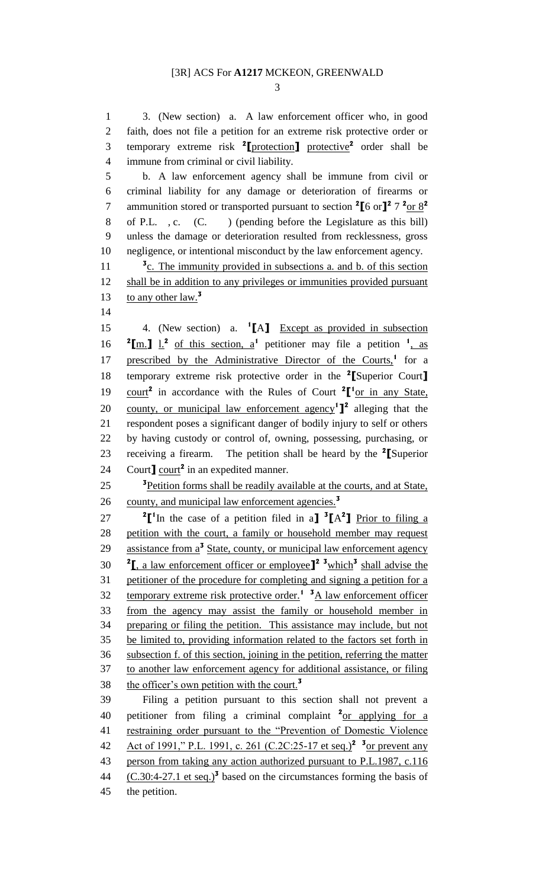3. (New section) a. A law enforcement officer who, in good faith, does not file a petition for an extreme risk protective order or temporary extreme risk [2]⟦protection⟧ protective[2] order shall be immune from criminal or civil liability.

b. A law enforcement agency shall be immune from civil or criminal liability for any damage or deterioration of firearms or ammunition stored or transported pursuant to section [2]⟦6 or⟧[2] 7 [2]or 8[2] of P.L. , c. (C. ) (pending before the Legislature as this bill) unless the damage or deterioration resulted from recklessness, gross negligence, or intentional misconduct by the law enforcement agency.

[3]c. The immunity provided in subsections a. and b. of this section shall be in addition to any privileges or immunities provided pursuant to any other law.[3]

4. (New section) a. [1]⟦A⟧ Except as provided in subsection [2]⟦m.⟧ l.[2] of this section, a[1] petitioner may file a petition [1], as prescribed by the Administrative Director of the Courts,[1] for a temporary extreme risk protective order in the [2]⟦Superior Court⟧ court[2] in accordance with the Rules of Court [2]⟦[1]or in any State, county, or municipal law enforcement agency[1]⟧[2] alleging that the respondent poses a significant danger of bodily injury to self or others by having custody or control of, owning, possessing, purchasing, or receiving a firearm. The petition shall be heard by the [2]⟦Superior Court⟧ court[2] in an expedited manner.

[3]Petition forms shall be readily available at the courts, and at State, county, and municipal law enforcement agencies.[3]

[2]⟦[1]In the case of a petition filed in a⟧ [3]⟦A[2]⟧ Prior to filing a petition with the court, a family or household member may request assistance from a[3] State, county, or municipal law enforcement agency [2]⟦, a law enforcement officer or employee⟧[2] [3]which[3] shall advise the petitioner of the procedure for completing and signing a petition for a temporary extreme risk protective order.[1] [3]A law enforcement officer from the agency may assist the family or household member in preparing or filing the petition. This assistance may include, but not be limited to, providing information related to the factors set forth in subsection f. of this section, joining in the petition, referring the matter to another law enforcement agency for additional assistance, or filing the officer's own petition with the court.[3]

Filing a petition pursuant to this section shall not prevent a petitioner from filing a criminal complaint [2]or applying for a restraining order pursuant to the "Prevention of Domestic Violence Act of 1991," P.L. 1991, c. 261 (C.2C:25-17 et seq.)[2] [3]or prevent any person from taking any action authorized pursuant to P.L.1987, c.116 (C.30:4-27.1 et seq.)[3] based on the circumstances forming the basis of the petition.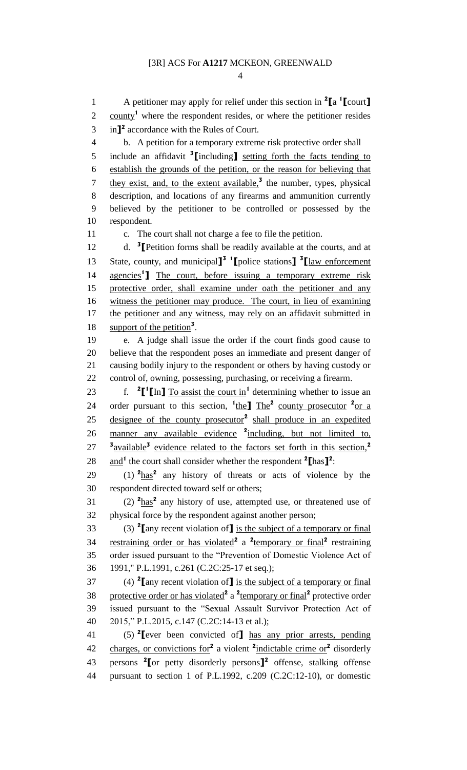A petitioner may apply for relief under this section in [2][a [1][court] county[1] where the respondent resides, or where the petitioner resides in][2] accordance with the Rules of Court.

b. A petition for a temporary extreme risk protective order shall include an affidavit [3][including] setting forth the facts tending to establish the grounds of the petition, or the reason for believing that they exist, and, to the extent available,[3] the number, types, physical description, and locations of any firearms and ammunition currently believed by the petitioner to be controlled or possessed by the respondent.

c. The court shall not charge a fee to file the petition.

d. [3][Petition forms shall be readily available at the courts, and at State, county, and municipal][3] [1][police stations] [3][law enforcement agencies[1]] The court, before issuing a temporary extreme risk protective order, shall examine under oath the petitioner and any witness the petitioner may produce. The court, in lieu of examining the petitioner and any witness, may rely on an affidavit submitted in support of the petition[3].

e. A judge shall issue the order if the court finds good cause to believe that the respondent poses an immediate and present danger of causing bodily injury to the respondent or others by having custody or control of, owning, possessing, purchasing, or receiving a firearm.

f. [2][[1][In] To assist the court in[1] determining whether to issue an order pursuant to this section, [1]the] The[2] county prosecutor [2]or a designee of the county prosecutor[2] shall produce in an expedited manner any available evidence [2]including, but not limited to, [3]available[3] evidence related to the factors set forth in this section,[2] and[1] the court shall consider whether the respondent [2][has][2]:

(1) [2]has[2] any history of threats or acts of violence by the respondent directed toward self or others;

(2) [2]has[2] any history of use, attempted use, or threatened use of physical force by the respondent against another person;

(3) [2][any recent violation of] is the subject of a temporary or final restraining order or has violated[2] a [2]temporary or final[2] restraining order issued pursuant to the "Prevention of Domestic Violence Act of 1991," P.L.1991, c.261 (C.2C:25-17 et seq.);

(4) [2][any recent violation of] is the subject of a temporary or final protective order or has violated[2] a [2]temporary or final[2] protective order issued pursuant to the "Sexual Assault Survivor Protection Act of 2015," P.L.2015, c.147 (C.2C:14-13 et al.);

(5) [2][ever been convicted of] has any prior arrests, pending charges, or convictions for[2] a violent [2]indictable crime or[2] disorderly persons [2][or petty disorderly persons][2] offense, stalking offense pursuant to section 1 of P.L.1992, c.209 (C.2C:12-10), or domestic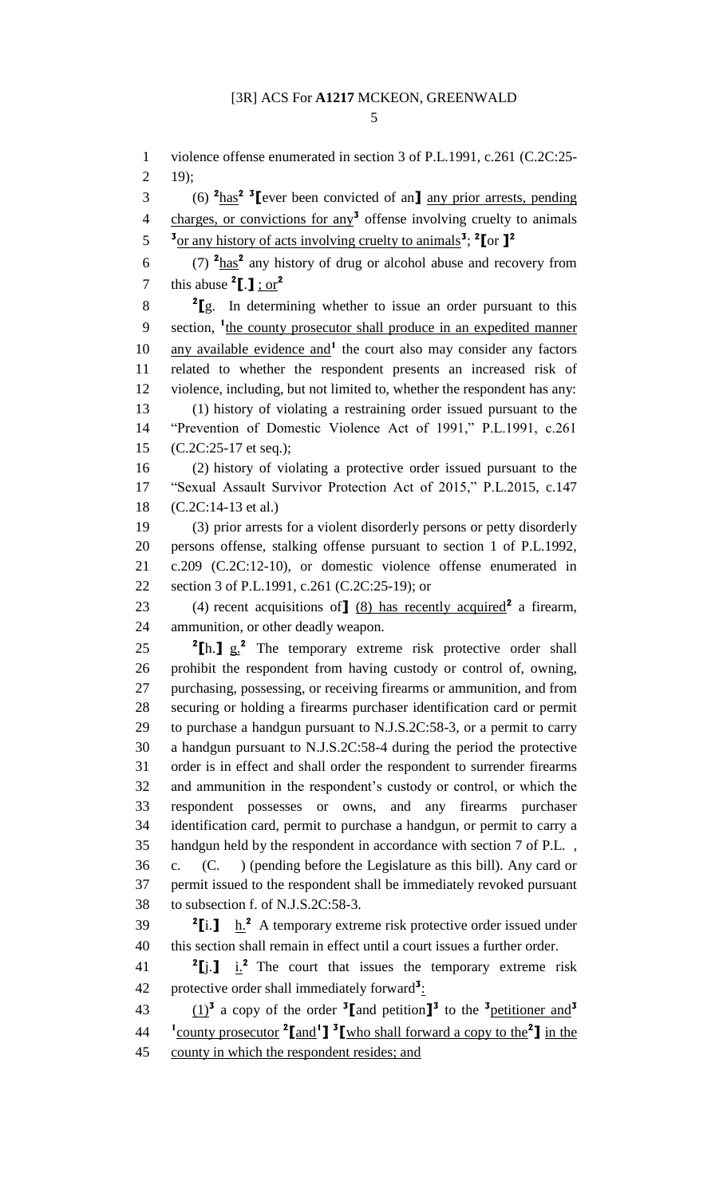violence offense enumerated in section 3 of P.L.1991, c.261 (C.2C:25-19);

(6) [2]has[2] [3]⟦ever been convicted of an⟧ any prior arrests, pending charges, or convictions for any[3] offense involving cruelty to animals [3]or any history of acts involving cruelty to animals[3]; [2]⟦or ⟧[2]

(7) [2]has[2] any history of drug or alcohol abuse and recovery from this abuse [2]⟦.⟧ ; or[2]

[2]⟦g. In determining whether to issue an order pursuant to this section, [1]the county prosecutor shall produce in an expedited manner any available evidence and[1] the court also may consider any factors related to whether the respondent presents an increased risk of violence, including, but not limited to, whether the respondent has any:

(1) history of violating a restraining order issued pursuant to the "Prevention of Domestic Violence Act of 1991," P.L.1991, c.261 (C.2C:25-17 et seq.);

(2) history of violating a protective order issued pursuant to the "Sexual Assault Survivor Protection Act of 2015," P.L.2015, c.147 (C.2C:14-13 et al.)

(3) prior arrests for a violent disorderly persons or petty disorderly persons offense, stalking offense pursuant to section 1 of P.L.1992, c.209 (C.2C:12-10), or domestic violence offense enumerated in section 3 of P.L.1991, c.261 (C.2C:25-19); or

(4) recent acquisitions of⟧ (8) has recently acquired[2] a firearm, ammunition, or other deadly weapon.

[2]⟦h.⟧ g.[2] The temporary extreme risk protective order shall prohibit the respondent from having custody or control of, owning, purchasing, possessing, or receiving firearms or ammunition, and from securing or holding a firearms purchaser identification card or permit to purchase a handgun pursuant to N.J.S.2C:58-3, or a permit to carry a handgun pursuant to N.J.S.2C:58-4 during the period the protective order is in effect and shall order the respondent to surrender firearms and ammunition in the respondent's custody or control, or which the respondent possesses or owns, and any firearms purchaser identification card, permit to purchase a handgun, or permit to carry a handgun held by the respondent in accordance with section 7 of P.L. , c. (C. ) (pending before the Legislature as this bill). Any card or permit issued to the respondent shall be immediately revoked pursuant to subsection f. of N.J.S.2C:58-3.

[2]⟦i.⟧ h.[2] A temporary extreme risk protective order issued under this section shall remain in effect until a court issues a further order.

[2]⟦j.⟧ i.[2] The court that issues the temporary extreme risk protective order shall immediately forward[3]:

(1)[3] a copy of the order [3]⟦and petition⟧[3] to the [3]petitioner and[3] [1]county prosecutor [2]⟦and[1]⟧ [3]⟦who shall forward a copy to the[2]⟧ in the county in which the respondent resides; and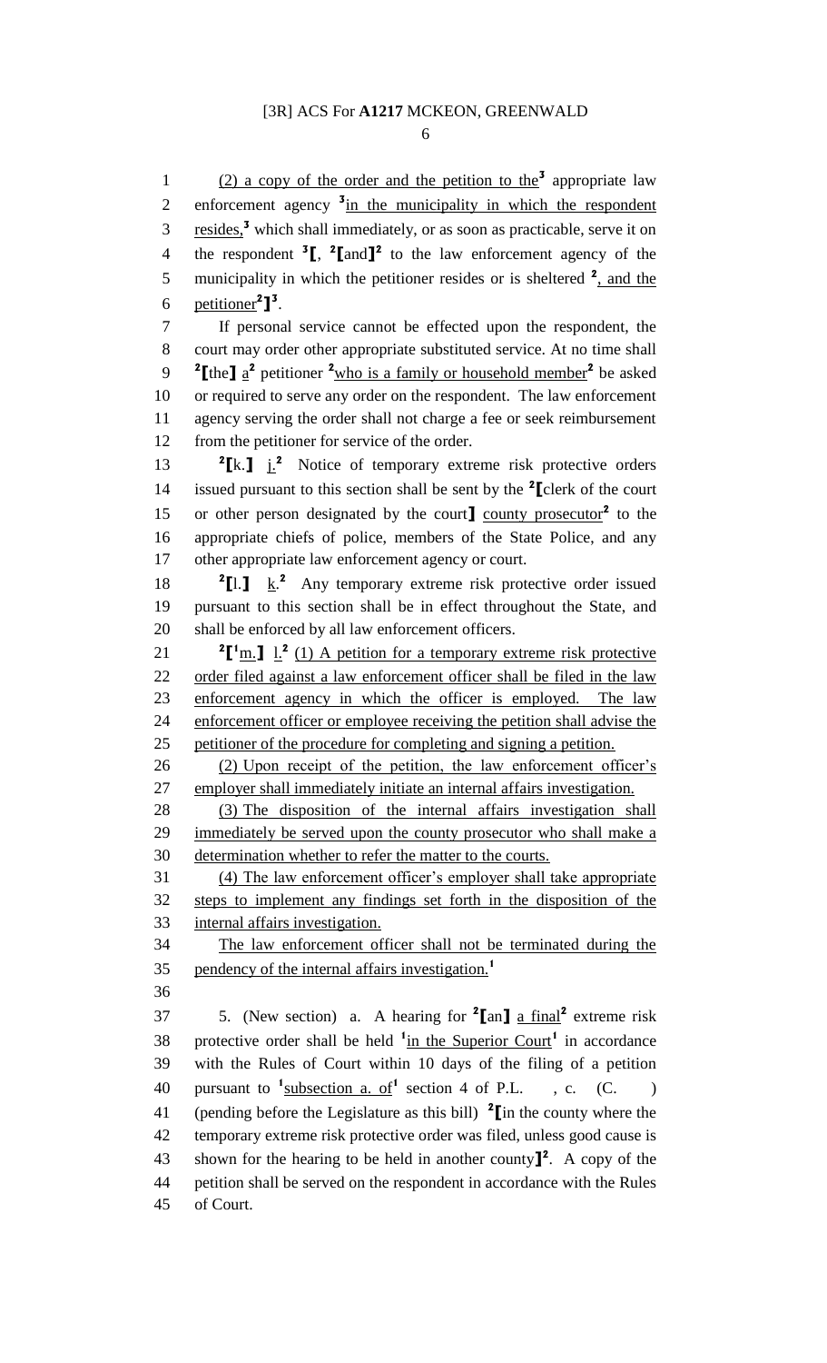(2) a copy of the order and the petition to the[3] appropriate law enforcement agency [3]in the municipality in which the respondent resides,[3] which shall immediately, or as soon as practicable, serve it on the respondent [3][, [2][and][2] to the law enforcement agency of the municipality in which the petitioner resides or is sheltered [2], and the petitioner[2]][3].

If personal service cannot be effected upon the respondent, the court may order other appropriate substituted service. At no time shall [2][the] a[2] petitioner [2]who is a family or household member[2] be asked or required to serve any order on the respondent. The law enforcement agency serving the order shall not charge a fee or seek reimbursement from the petitioner for service of the order.

[2][k.] j.[2] Notice of temporary extreme risk protective orders issued pursuant to this section shall be sent by the [2][clerk of the court or other person designated by the court] county prosecutor[2] to the appropriate chiefs of police, members of the State Police, and any other appropriate law enforcement agency or court.

[2][l.] k.[2] Any temporary extreme risk protective order issued pursuant to this section shall be in effect throughout the State, and shall be enforced by all law enforcement officers.

[2][[1]m.] l.[2] (1) A petition for a temporary extreme risk protective order filed against a law enforcement officer shall be filed in the law enforcement agency in which the officer is employed. The law enforcement officer or employee receiving the petition shall advise the petitioner of the procedure for completing and signing a petition.

(2) Upon receipt of the petition, the law enforcement officer's employer shall immediately initiate an internal affairs investigation.

(3) The disposition of the internal affairs investigation shall immediately be served upon the county prosecutor who shall make a determination whether to refer the matter to the courts.

(4) The law enforcement officer's employer shall take appropriate steps to implement any findings set forth in the disposition of the internal affairs investigation.

The law enforcement officer shall not be terminated during the pendency of the internal affairs investigation.[1]

5. (New section) a. A hearing for [2][an] a final[2] extreme risk protective order shall be held [1]in the Superior Court[1] in accordance with the Rules of Court within 10 days of the filing of a petition pursuant to [1]subsection a. of[1] section 4 of P.L. , c. (C. ) (pending before the Legislature as this bill) [2][in the county where the temporary extreme risk protective order was filed, unless good cause is shown for the hearing to be held in another county][2]. A copy of the petition shall be served on the respondent in accordance with the Rules of Court.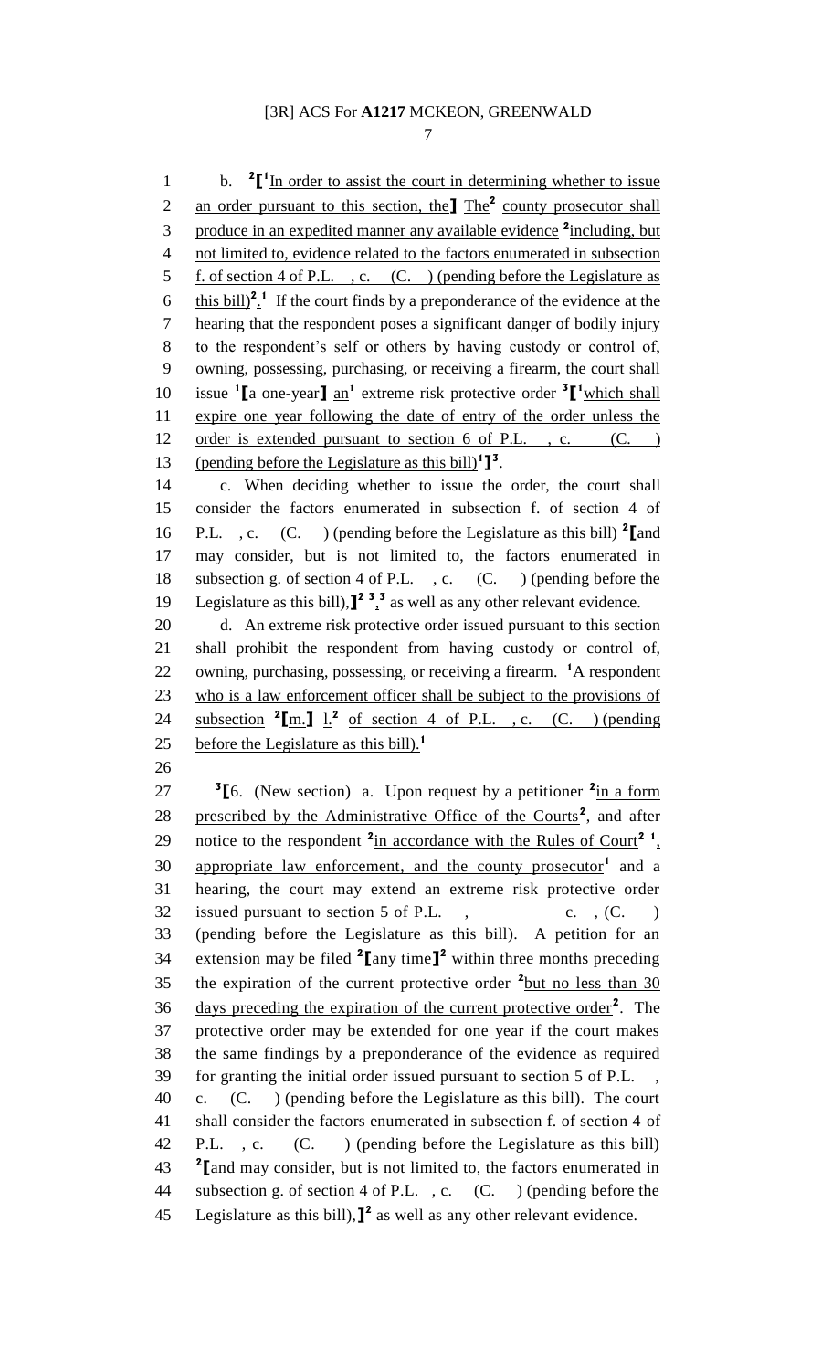b. [2]⟦[1]In order to assist the court in determining whether to issue an order pursuant to this section, the⟧ The[2] county prosecutor shall produce in an expedited manner any available evidence [2]including, but not limited to, evidence related to the factors enumerated in subsection f. of section 4 of P.L. , c. (C. ) (pending before the Legislature as this bill)[2].[1] If the court finds by a preponderance of the evidence at the hearing that the respondent poses a significant danger of bodily injury to the respondent's self or others by having custody or control of, owning, possessing, purchasing, or receiving a firearm, the court shall issue [1]⟦a one-year⟧ an[1] extreme risk protective order [3]⟦[1]which shall expire one year following the date of entry of the order unless the order is extended pursuant to section 6 of P.L. , c. (C. ) (pending before the Legislature as this bill)[1]⟧[3].

c. When deciding whether to issue the order, the court shall consider the factors enumerated in subsection f. of section 4 of P.L. , c. (C. ) (pending before the Legislature as this bill) [2]⟦and may consider, but is not limited to, the factors enumerated in subsection g. of section 4 of P.L. , c. (C. ) (pending before the Legislature as this bill),⟧[2] [3],[3] as well as any other relevant evidence.

d. An extreme risk protective order issued pursuant to this section shall prohibit the respondent from having custody or control of, owning, purchasing, possessing, or receiving a firearm. [1]A respondent who is a law enforcement officer shall be subject to the provisions of subsection [2]⟦m.⟧ l.[2] of section 4 of P.L. , c. (C. ) (pending before the Legislature as this bill).[1]

[3]⟦6. (New section) a. Upon request by a petitioner [2]in a form prescribed by the Administrative Office of the Courts[2], and after notice to the respondent [2]in accordance with the Rules of Court[2] [1], appropriate law enforcement, and the county prosecutor[1] and a hearing, the court may extend an extreme risk protective order issued pursuant to section 5 of P.L. , c. , (C. ) (pending before the Legislature as this bill). A petition for an extension may be filed [2]⟦any time⟧[2] within three months preceding the expiration of the current protective order [2]but no less than 30 days preceding the expiration of the current protective order[2]. The protective order may be extended for one year if the court makes the same findings by a preponderance of the evidence as required for granting the initial order issued pursuant to section 5 of P.L. , c. (C. ) (pending before the Legislature as this bill). The court shall consider the factors enumerated in subsection f. of section 4 of P.L. , c. (C. ) (pending before the Legislature as this bill) [2]⟦and may consider, but is not limited to, the factors enumerated in subsection g. of section 4 of P.L. , c. (C. ) (pending before the Legislature as this bill),⟧[2] as well as any other relevant evidence.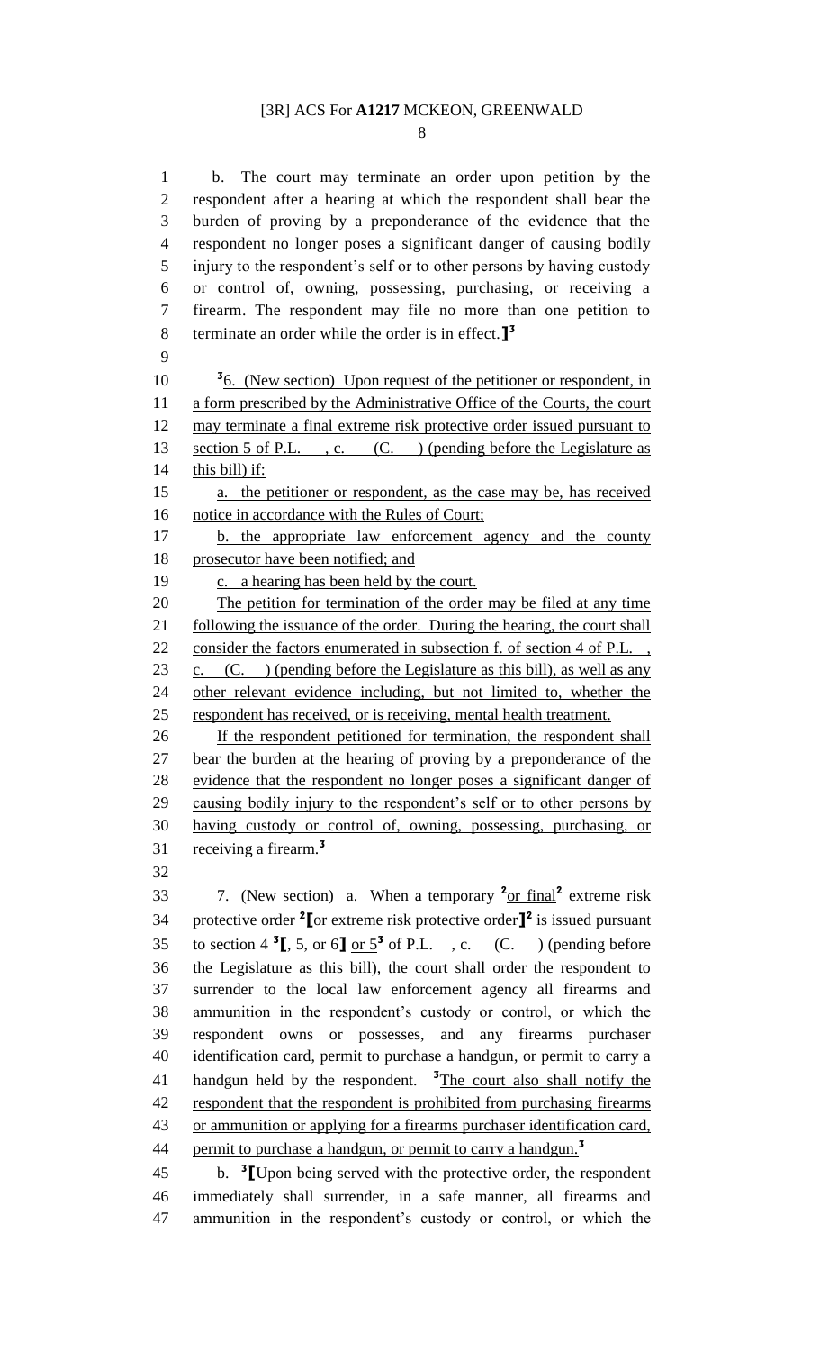b. The court may terminate an order upon petition by the respondent after a hearing at which the respondent shall bear the burden of proving by a preponderance of the evidence that the respondent no longer poses a significant danger of causing bodily injury to the respondent's self or to other persons by having custody or control of, owning, possessing, purchasing, or receiving a firearm. The respondent may file no more than one petition to terminate an order while the order is in effect.]³

³6. (New section) Upon request of the petitioner or respondent, in a form prescribed by the Administrative Office of the Courts, the court may terminate a final extreme risk protective order issued pursuant to section 5 of P.L. , c. (C. ) (pending before the Legislature as this bill) if:

a. the petitioner or respondent, as the case may be, has received notice in accordance with the Rules of Court;

b. the appropriate law enforcement agency and the county prosecutor have been notified; and

c. a hearing has been held by the court.

The petition for termination of the order may be filed at any time following the issuance of the order. During the hearing, the court shall consider the factors enumerated in subsection f. of section 4 of P.L. , c. (C. ) (pending before the Legislature as this bill), as well as any other relevant evidence including, but not limited to, whether the respondent has received, or is receiving, mental health treatment.

If the respondent petitioned for termination, the respondent shall bear the burden at the hearing of proving by a preponderance of the evidence that the respondent no longer poses a significant danger of causing bodily injury to the respondent's self or to other persons by having custody or control of, owning, possessing, purchasing, or receiving a firearm.³

7. (New section) a. When a temporary ²or final² extreme risk protective order ²[or extreme risk protective order]² is issued pursuant to section 4 ³[, 5, or 6] or 5³ of P.L. , c. (C. ) (pending before the Legislature as this bill), the court shall order the respondent to surrender to the local law enforcement agency all firearms and ammunition in the respondent's custody or control, or which the respondent owns or possesses, and any firearms purchaser identification card, permit to purchase a handgun, or permit to carry a handgun held by the respondent. ³The court also shall notify the respondent that the respondent is prohibited from purchasing firearms or ammunition or applying for a firearms purchaser identification card, permit to purchase a handgun, or permit to carry a handgun.³

b. ³[Upon being served with the protective order, the respondent immediately shall surrender, in a safe manner, all firearms and ammunition in the respondent's custody or control, or which the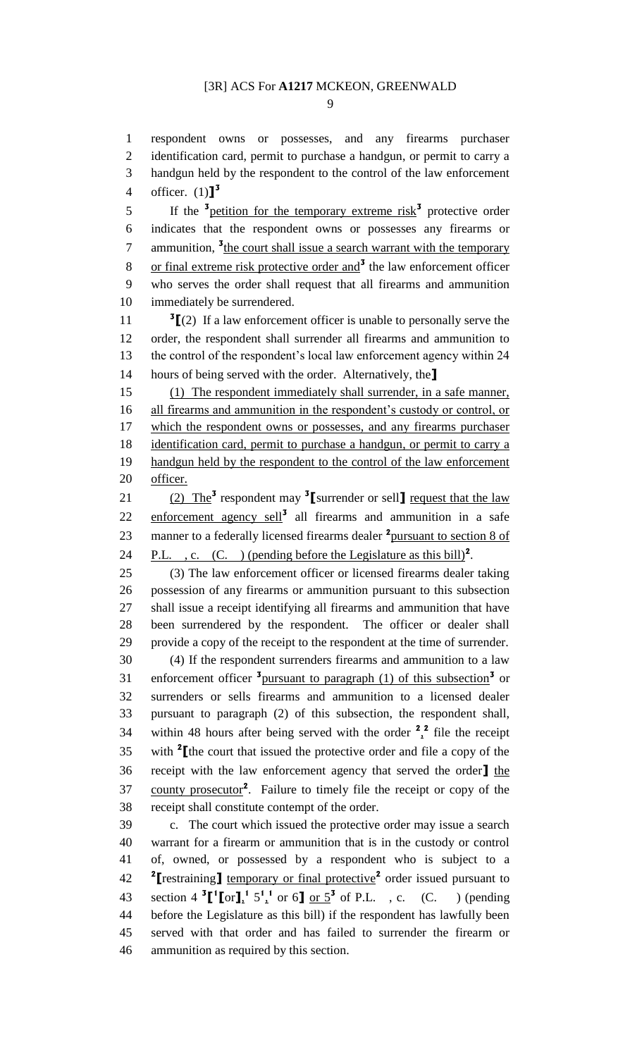respondent owns or possesses, and any firearms purchaser identification card, permit to purchase a handgun, or permit to carry a handgun held by the respondent to the control of the law enforcement officer. (1)][3]

If the [3]petition for the temporary extreme risk[3] protective order indicates that the respondent owns or possesses any firearms or ammunition, [3]the court shall issue a search warrant with the temporary or final extreme risk protective order and[3] the law enforcement officer who serves the order shall request that all firearms and ammunition immediately be surrendered.

[3][(2) If a law enforcement officer is unable to personally serve the order, the respondent shall surrender all firearms and ammunition to the control of the respondent's local law enforcement agency within 24 hours of being served with the order. Alternatively, the]

(1) The respondent immediately shall surrender, in a safe manner, all firearms and ammunition in the respondent's custody or control, or which the respondent owns or possesses, and any firearms purchaser identification card, permit to purchase a handgun, or permit to carry a handgun held by the respondent to the control of the law enforcement officer.

(2) The[3] respondent may [3][surrender or sell] request that the law enforcement agency sell[3] all firearms and ammunition in a safe manner to a federally licensed firearms dealer [2]pursuant to section 8 of P.L. , c. (C. ) (pending before the Legislature as this bill)[2].

(3) The law enforcement officer or licensed firearms dealer taking possession of any firearms or ammunition pursuant to this subsection shall issue a receipt identifying all firearms and ammunition that have been surrendered by the respondent. The officer or dealer shall provide a copy of the receipt to the respondent at the time of surrender.

(4) If the respondent surrenders firearms and ammunition to a law enforcement officer [3]pursuant to paragraph (1) of this subsection[3] or surrenders or sells firearms and ammunition to a licensed dealer pursuant to paragraph (2) of this subsection, the respondent shall, within 48 hours after being served with the order [2],[2] file the receipt with [2][the court that issued the protective order and file a copy of the receipt with the law enforcement agency that served the order] the county prosecutor[2]. Failure to timely file the receipt or copy of the receipt shall constitute contempt of the order.

c. The court which issued the protective order may issue a search warrant for a firearm or ammunition that is in the custody or control of, owned, or possessed by a respondent who is subject to a [2][restraining] temporary or final protective[2] order issued pursuant to section 4 [3][[1][or],[1] 5[1],[1] or 6] or 5[3] of P.L. , c. (C. ) (pending before the Legislature as this bill) if the respondent has lawfully been served with that order and has failed to surrender the firearm or ammunition as required by this section.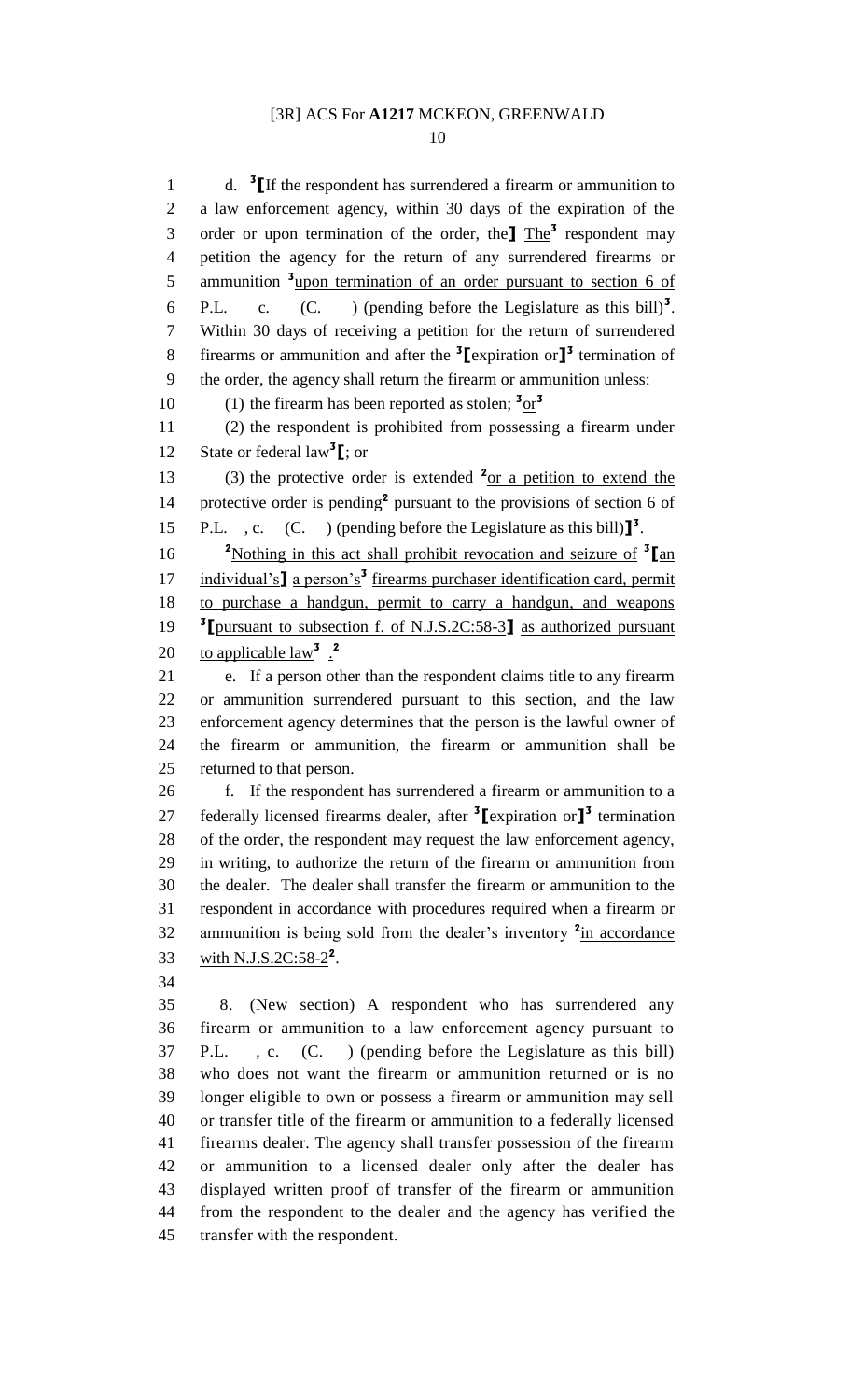d. [3][If the respondent has surrendered a firearm or ammunition to a law enforcement agency, within 30 days of the expiration of the order or upon termination of the order, the] The[3] respondent may petition the agency for the return of any surrendered firearms or ammunition [3]upon termination of an order pursuant to section 6 of P.L. , c. (C. ) (pending before the Legislature as this bill)[3]. Within 30 days of receiving a petition for the return of surrendered firearms or ammunition and after the [3][expiration or][3] termination of the order, the agency shall return the firearm or ammunition unless:

(1) the firearm has been reported as stolen; [3]or[3]

(2) the respondent is prohibited from possessing a firearm under State or federal law[3][; or

(3) the protective order is extended [2]or a petition to extend the protective order is pending[2] pursuant to the provisions of section 6 of P.L. , c. (C. ) (pending before the Legislature as this bill)][3].

[2]Nothing in this act shall prohibit revocation and seizure of [3][an individual's] a person's[3] firearms purchaser identification card, permit to purchase a handgun, permit to carry a handgun, and weapons [3][pursuant to subsection f. of N.J.S.2C:58-3] as authorized pursuant to applicable law[3] .[2]

e. If a person other than the respondent claims title to any firearm or ammunition surrendered pursuant to this section, and the law enforcement agency determines that the person is the lawful owner of the firearm or ammunition, the firearm or ammunition shall be returned to that person.

f. If the respondent has surrendered a firearm or ammunition to a federally licensed firearms dealer, after [3][expiration or][3] termination of the order, the respondent may request the law enforcement agency, in writing, to authorize the return of the firearm or ammunition from the dealer. The dealer shall transfer the firearm or ammunition to the respondent in accordance with procedures required when a firearm or ammunition is being sold from the dealer's inventory [2]in accordance with N.J.S.2C:58-2[2].

8. (New section) A respondent who has surrendered any firearm or ammunition to a law enforcement agency pursuant to P.L. , c. (C. ) (pending before the Legislature as this bill) who does not want the firearm or ammunition returned or is no longer eligible to own or possess a firearm or ammunition may sell or transfer title of the firearm or ammunition to a federally licensed firearms dealer. The agency shall transfer possession of the firearm or ammunition to a licensed dealer only after the dealer has displayed written proof of transfer of the firearm or ammunition from the respondent to the dealer and the agency has verified the transfer with the respondent.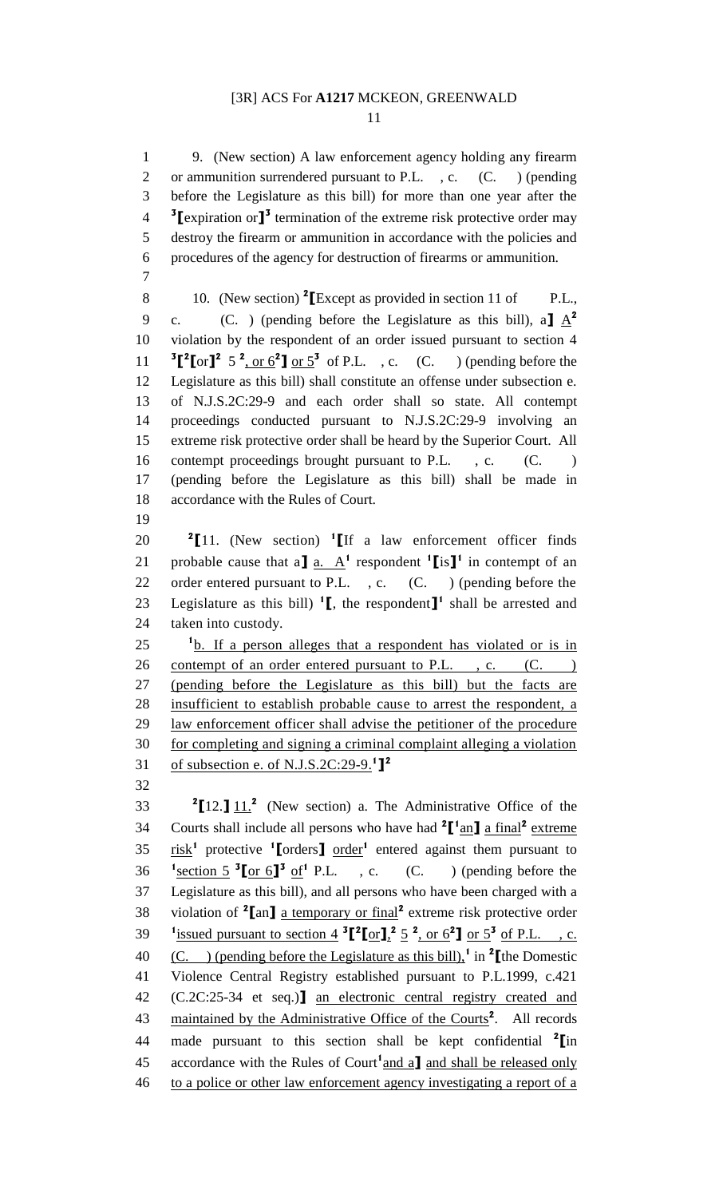9. (New section) A law enforcement agency holding any firearm or ammunition surrendered pursuant to P.L. , c. (C. ) (pending before the Legislature as this bill) for more than one year after the [3][expiration or][3] termination of the extreme risk protective order may destroy the firearm or ammunition in accordance with the policies and procedures of the agency for destruction of firearms or ammunition.

10. (New section) [2][Except as provided in section 11 of P.L., c. (C. ) (pending before the Legislature as this bill), a] A[2] violation by the respondent of an order issued pursuant to section 4 [3][[2][or][2] 5 [2], or 6[2]] or 5[3] of P.L. , c. (C. ) (pending before the Legislature as this bill) shall constitute an offense under subsection e. of N.J.S.2C:29-9 and each order shall so state. All contempt proceedings conducted pursuant to N.J.S.2C:29-9 involving an extreme risk protective order shall be heard by the Superior Court. All contempt proceedings brought pursuant to P.L. , c. (C. ) (pending before the Legislature as this bill) shall be made in accordance with the Rules of Court.

[2][11. (New section) [1][If a law enforcement officer finds probable cause that a] a. A[1] respondent [1][is][1] in contempt of an order entered pursuant to P.L. , c. (C. ) (pending before the Legislature as this bill) [1][, the respondent][1] shall be arrested and taken into custody.

[1]b. If a person alleges that a respondent has violated or is in contempt of an order entered pursuant to P.L. , c. (C. ) (pending before the Legislature as this bill) but the facts are insufficient to establish probable cause to arrest the respondent, a law enforcement officer shall advise the petitioner of the procedure for completing and signing a criminal complaint alleging a violation of subsection e. of N.J.S.2C:29-9.[1]][2]

[2][12.] 11.[2] (New section) a. The Administrative Office of the Courts shall include all persons who have had [2][[1]an] a final[2] extreme risk[1] protective [1][orders] order[1] entered against them pursuant to [1]section 5 [3][or 6][3] of[1] P.L. , c. (C. ) (pending before the Legislature as this bill), and all persons who have been charged with a violation of [2][an] a temporary or final[2] extreme risk protective order [1]issued pursuant to section 4 [3][[2][or],[2] 5 [2], or 6[2]] or 5[3] of P.L. , c. (C. ) (pending before the Legislature as this bill),[1] in [2][the Domestic Violence Central Registry established pursuant to P.L.1999, c.421 (C.2C:25-34 et seq.)] an electronic central registry created and maintained by the Administrative Office of the Courts[2]. All records made pursuant to this section shall be kept confidential [2][in accordance with the Rules of Court[1]and a] and shall be released only to a police or other law enforcement agency investigating a report of a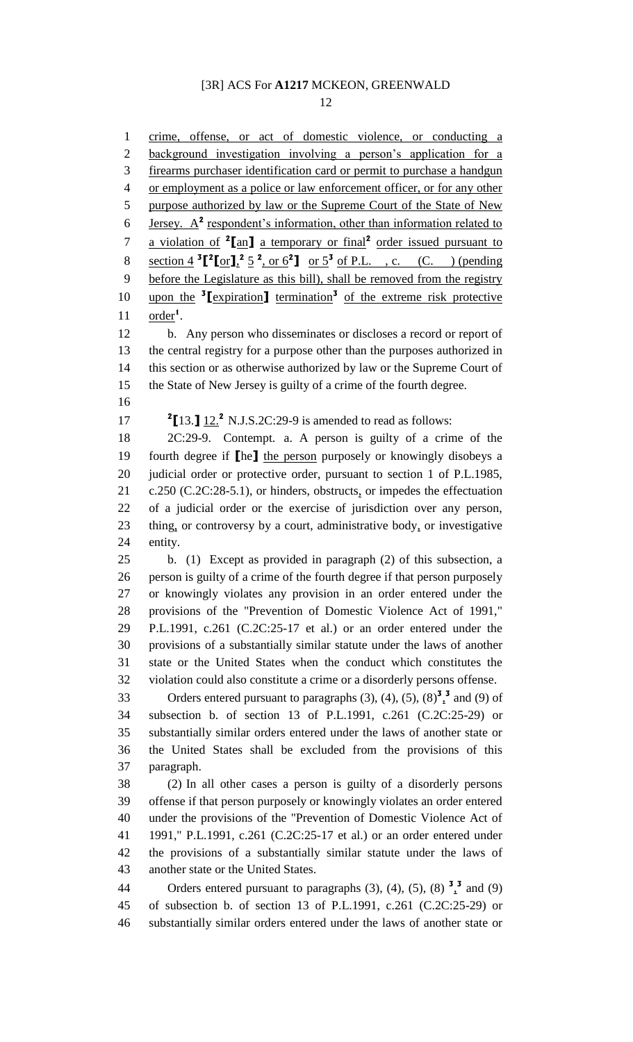crime, offense, or act of domestic violence, or conducting a background investigation involving a person's application for a firearms purchaser identification card or permit to purchase a handgun or employment as a police or law enforcement officer, or for any other purpose authorized by law or the Supreme Court of the State of New Jersey. A[2] respondent's information, other than information related to a violation of [2][an][2] a temporary or final[2] order issued pursuant to section 4 [3][[2][or][2] 5 [2], or 6[2]][3] or 5[3] of P.L. , c. (C. ) (pending before the Legislature as this bill), shall be removed from the registry upon the [3][expiration][3] termination[3] of the extreme risk protective order[1].

b. Any person who disseminates or discloses a record or report of the central registry for a purpose other than the purposes authorized in this section or as otherwise authorized by law or the Supreme Court of the State of New Jersey is guilty of a crime of the fourth degree.

[2][13.] 12.[2] N.J.S.2C:29-9 is amended to read as follows:

2C:29-9. Contempt. a. A person is guilty of a crime of the fourth degree if [he] the person purposely or knowingly disobeys a judicial order or protective order, pursuant to section 1 of P.L.1985, c.250 (C.2C:28-5.1), or hinders, obstructs, or impedes the effectuation of a judicial order or the exercise of jurisdiction over any person, thing, or controversy by a court, administrative body, or investigative entity.

b. (1) Except as provided in paragraph (2) of this subsection, a person is guilty of a crime of the fourth degree if that person purposely or knowingly violates any provision in an order entered under the provisions of the "Prevention of Domestic Violence Act of 1991," P.L.1991, c.261 (C.2C:25-17 et al.) or an order entered under the provisions of a substantially similar statute under the laws of another state or the United States when the conduct which constitutes the violation could also constitute a crime or a disorderly persons offense.

Orders entered pursuant to paragraphs (3), (4), (5), (8)[3],[3] and (9) of subsection b. of section 13 of P.L.1991, c.261 (C.2C:25-29) or substantially similar orders entered under the laws of another state or the United States shall be excluded from the provisions of this paragraph.

(2) In all other cases a person is guilty of a disorderly persons offense if that person purposely or knowingly violates an order entered under the provisions of the "Prevention of Domestic Violence Act of 1991," P.L.1991, c.261 (C.2C:25-17 et al.) or an order entered under the provisions of a substantially similar statute under the laws of another state or the United States.

Orders entered pursuant to paragraphs (3), (4), (5), (8) [3],[3] and (9) of subsection b. of section 13 of P.L.1991, c.261 (C.2C:25-29) or substantially similar orders entered under the laws of another state or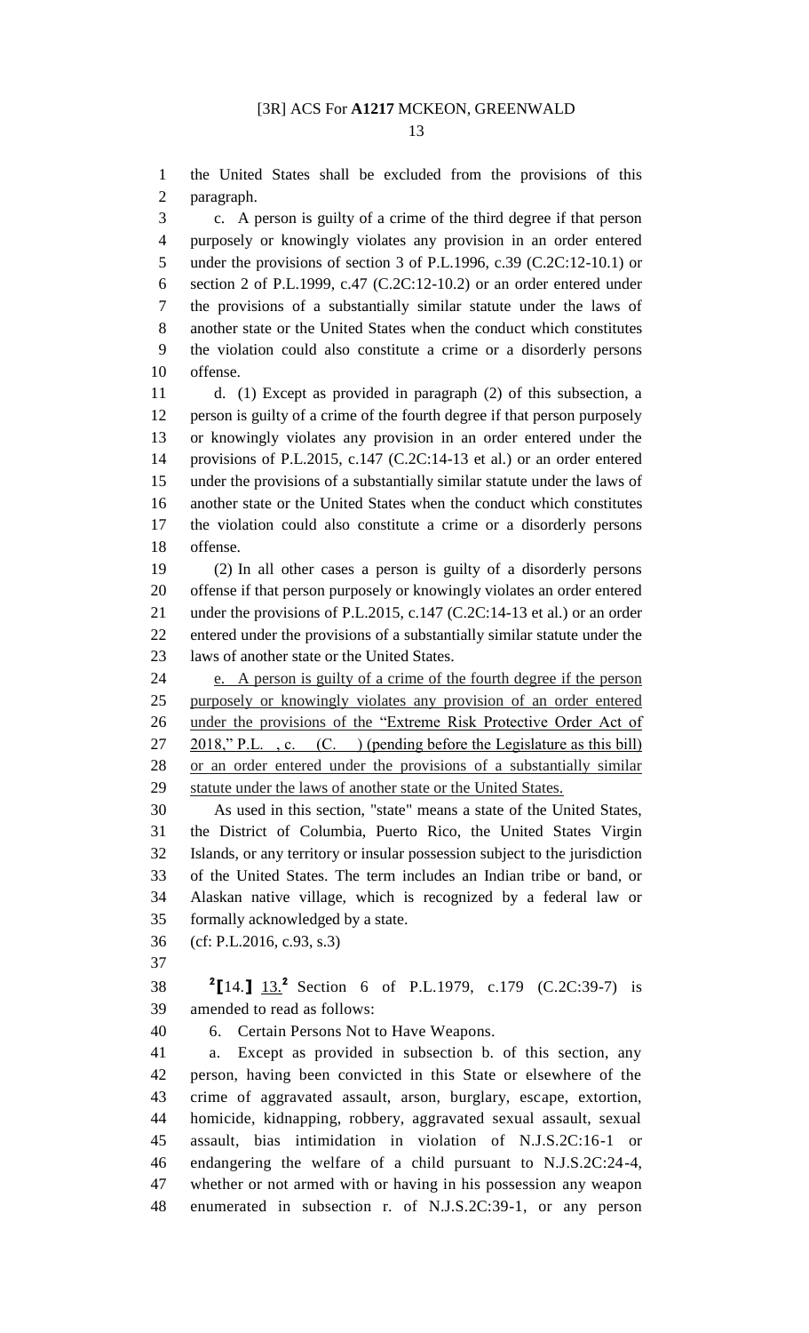the United States shall be excluded from the provisions of this paragraph.

c. A person is guilty of a crime of the third degree if that person purposely or knowingly violates any provision in an order entered under the provisions of section 3 of P.L.1996, c.39 (C.2C:12-10.1) or section 2 of P.L.1999, c.47 (C.2C:12-10.2) or an order entered under the provisions of a substantially similar statute under the laws of another state or the United States when the conduct which constitutes the violation could also constitute a crime or a disorderly persons offense.

d. (1) Except as provided in paragraph (2) of this subsection, a person is guilty of a crime of the fourth degree if that person purposely or knowingly violates any provision in an order entered under the provisions of P.L.2015, c.147 (C.2C:14-13 et al.) or an order entered under the provisions of a substantially similar statute under the laws of another state or the United States when the conduct which constitutes the violation could also constitute a crime or a disorderly persons offense.

(2) In all other cases a person is guilty of a disorderly persons offense if that person purposely or knowingly violates an order entered under the provisions of P.L.2015, c.147 (C.2C:14-13 et al.) or an order entered under the provisions of a substantially similar statute under the laws of another state or the United States.

<u>e. A person is guilty of a crime of the fourth degree if the person purposely or knowingly violates any provision of an order entered under the provisions of the "Extreme Risk Protective Order Act of 2018," P.L. , c. (C. ) (pending before the Legislature as this bill) or an order entered under the provisions of a substantially similar statute under the laws of another state or the United States.</u>

As used in this section, "state" means a state of the United States, the District of Columbia, Puerto Rico, the United States Virgin Islands, or any territory or insular possession subject to the jurisdiction of the United States. The term includes an Indian tribe or band, or Alaskan native village, which is recognized by a federal law or formally acknowledged by a state.

(cf: P.L.2016, c.93, s.3)

[2]⟦14.⟧ <u>13.</u>[2] Section 6 of P.L.1979, c.179 (C.2C:39-7) is amended to read as follows:

6. Certain Persons Not to Have Weapons.

a. Except as provided in subsection b. of this section, any person, having been convicted in this State or elsewhere of the crime of aggravated assault, arson, burglary, escape, extortion, homicide, kidnapping, robbery, aggravated sexual assault, sexual assault, bias intimidation in violation of N.J.S.2C:16-1 or endangering the welfare of a child pursuant to N.J.S.2C:24-4, whether or not armed with or having in his possession any weapon enumerated in subsection r. of N.J.S.2C:39-1, or any person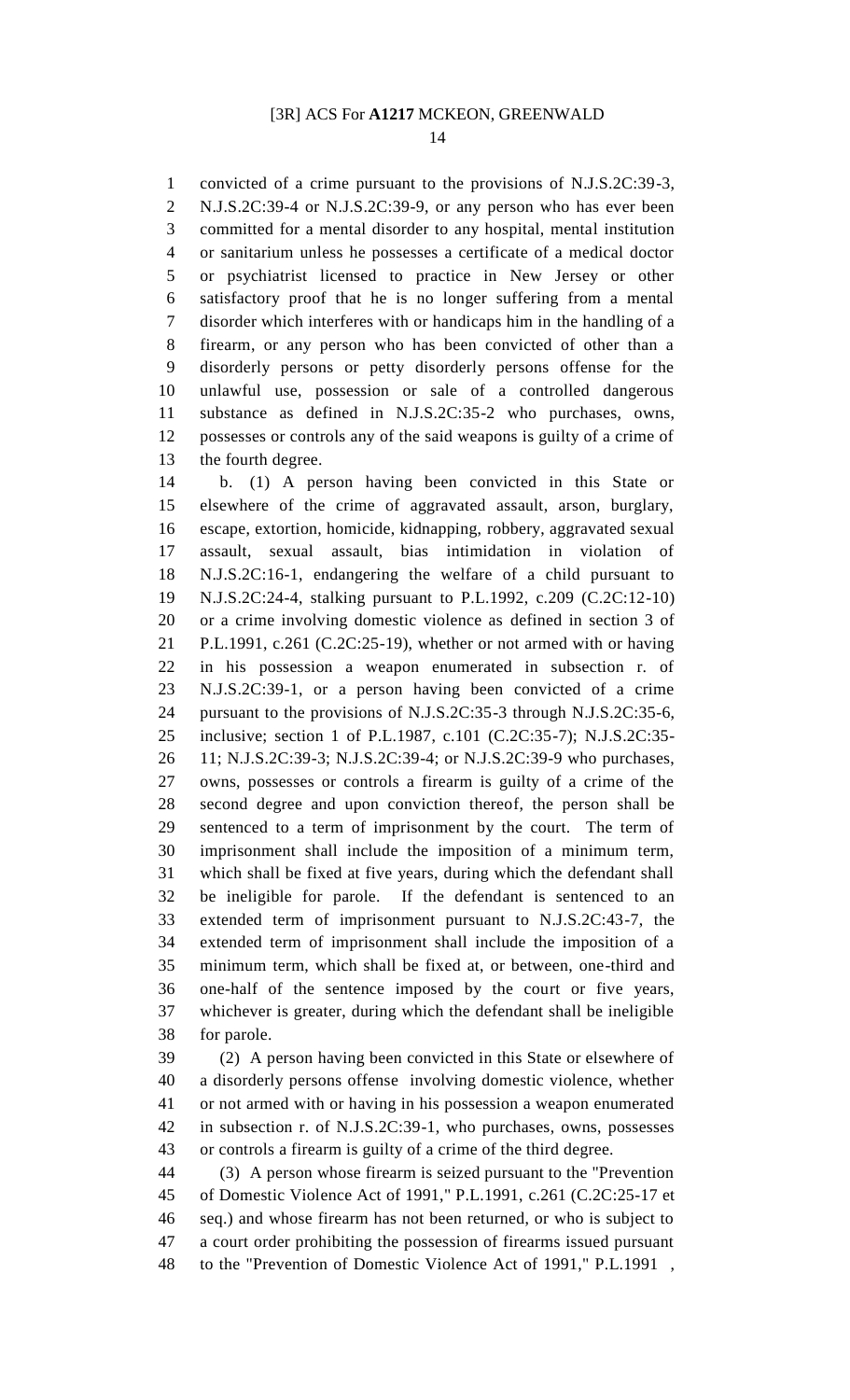convicted of a crime pursuant to the provisions of N.J.S.2C:39-3, N.J.S.2C:39-4 or N.J.S.2C:39-9, or any person who has ever been committed for a mental disorder to any hospital, mental institution or sanitarium unless he possesses a certificate of a medical doctor or psychiatrist licensed to practice in New Jersey or other satisfactory proof that he is no longer suffering from a mental disorder which interferes with or handicaps him in the handling of a firearm, or any person who has been convicted of other than a disorderly persons or petty disorderly persons offense for the unlawful use, possession or sale of a controlled dangerous substance as defined in N.J.S.2C:35-2 who purchases, owns, possesses or controls any of the said weapons is guilty of a crime of the fourth degree.

b. (1) A person having been convicted in this State or elsewhere of the crime of aggravated assault, arson, burglary, escape, extortion, homicide, kidnapping, robbery, aggravated sexual assault, sexual assault, bias intimidation in violation of N.J.S.2C:16-1, endangering the welfare of a child pursuant to N.J.S.2C:24-4, stalking pursuant to P.L.1992, c.209 (C.2C:12-10) or a crime involving domestic violence as defined in section 3 of P.L.1991, c.261 (C.2C:25-19), whether or not armed with or having in his possession a weapon enumerated in subsection r. of N.J.S.2C:39-1, or a person having been convicted of a crime pursuant to the provisions of N.J.S.2C:35-3 through N.J.S.2C:35-6, inclusive; section 1 of P.L.1987, c.101 (C.2C:35-7); N.J.S.2C:35-11; N.J.S.2C:39-3; N.J.S.2C:39-4; or N.J.S.2C:39-9 who purchases, owns, possesses or controls a firearm is guilty of a crime of the second degree and upon conviction thereof, the person shall be sentenced to a term of imprisonment by the court. The term of imprisonment shall include the imposition of a minimum term, which shall be fixed at five years, during which the defendant shall be ineligible for parole. If the defendant is sentenced to an extended term of imprisonment pursuant to N.J.S.2C:43-7, the extended term of imprisonment shall include the imposition of a minimum term, which shall be fixed at, or between, one-third and one-half of the sentence imposed by the court or five years, whichever is greater, during which the defendant shall be ineligible for parole.

(2) A person having been convicted in this State or elsewhere of a disorderly persons offense involving domestic violence, whether or not armed with or having in his possession a weapon enumerated in subsection r. of N.J.S.2C:39-1, who purchases, owns, possesses or controls a firearm is guilty of a crime of the third degree.

(3) A person whose firearm is seized pursuant to the "Prevention of Domestic Violence Act of 1991," P.L.1991, c.261 (C.2C:25-17 et seq.) and whose firearm has not been returned, or who is subject to a court order prohibiting the possession of firearms issued pursuant to the "Prevention of Domestic Violence Act of 1991," P.L.1991 ,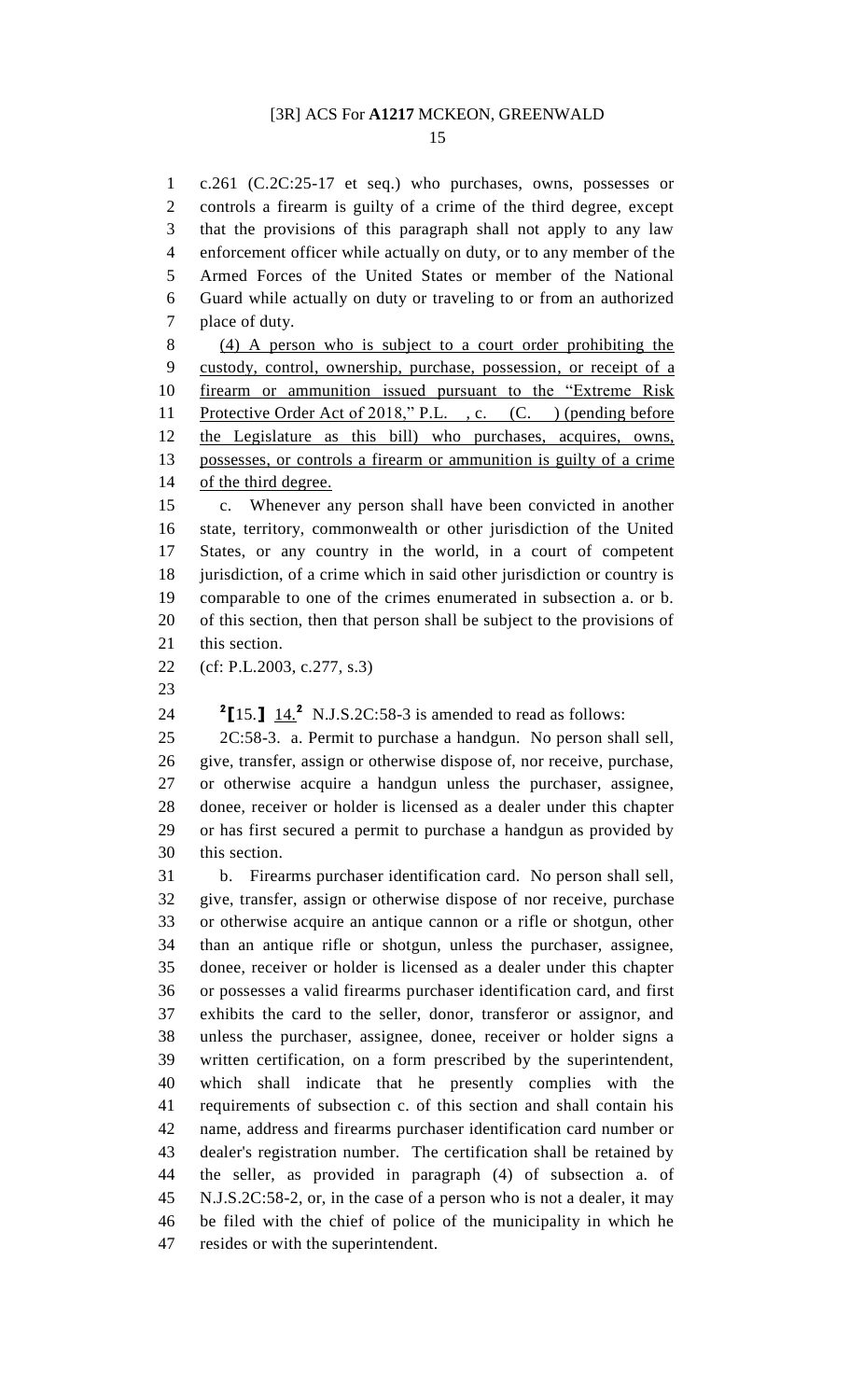c.261 (C.2C:25-17 et seq.) who purchases, owns, possesses or controls a firearm is guilty of a crime of the third degree, except that the provisions of this paragraph shall not apply to any law enforcement officer while actually on duty, or to any member of the Armed Forces of the United States or member of the National Guard while actually on duty or traveling to or from an authorized place of duty.

(4) A person who is subject to a court order prohibiting the custody, control, ownership, purchase, possession, or receipt of a firearm or ammunition issued pursuant to the "Extreme Risk Protective Order Act of 2018," P.L. , c. (C. ) (pending before the Legislature as this bill) who purchases, acquires, owns, possesses, or controls a firearm or ammunition is guilty of a crime of the third degree.

c. Whenever any person shall have been convicted in another state, territory, commonwealth or other jurisdiction of the United States, or any country in the world, in a court of competent jurisdiction, of a crime which in said other jurisdiction or country is comparable to one of the crimes enumerated in subsection a. or b. of this section, then that person shall be subject to the provisions of this section.

(cf: P.L.2003, c.277, s.3)

[2][15.] 14.[2] N.J.S.2C:58-3 is amended to read as follows:

2C:58-3. a. Permit to purchase a handgun. No person shall sell, give, transfer, assign or otherwise dispose of, nor receive, purchase, or otherwise acquire a handgun unless the purchaser, assignee, donee, receiver or holder is licensed as a dealer under this chapter or has first secured a permit to purchase a handgun as provided by this section.

b. Firearms purchaser identification card. No person shall sell, give, transfer, assign or otherwise dispose of nor receive, purchase or otherwise acquire an antique cannon or a rifle or shotgun, other than an antique rifle or shotgun, unless the purchaser, assignee, donee, receiver or holder is licensed as a dealer under this chapter or possesses a valid firearms purchaser identification card, and first exhibits the card to the seller, donor, transferor or assignor, and unless the purchaser, assignee, donee, receiver or holder signs a written certification, on a form prescribed by the superintendent, which shall indicate that he presently complies with the requirements of subsection c. of this section and shall contain his name, address and firearms purchaser identification card number or dealer's registration number. The certification shall be retained by the seller, as provided in paragraph (4) of subsection a. of N.J.S.2C:58-2, or, in the case of a person who is not a dealer, it may be filed with the chief of police of the municipality in which he resides or with the superintendent.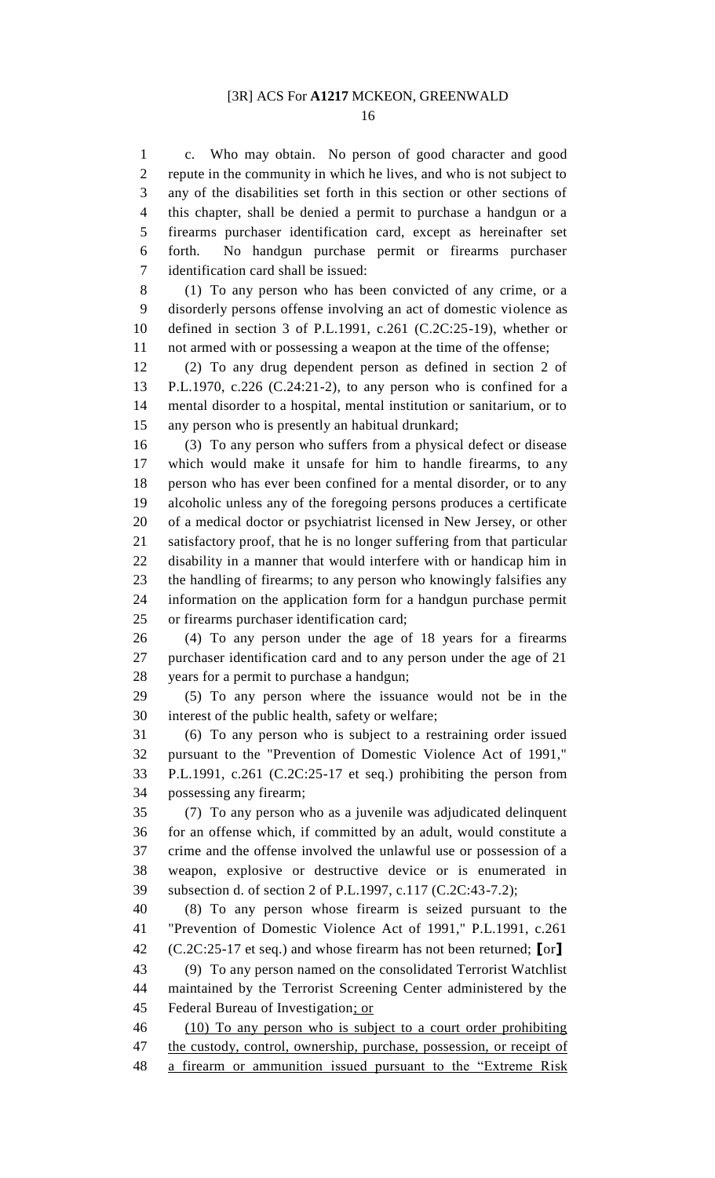c. Who may obtain. No person of good character and good repute in the community in which he lives, and who is not subject to any of the disabilities set forth in this section or other sections of this chapter, shall be denied a permit to purchase a handgun or a firearms purchaser identification card, except as hereinafter set forth. No handgun purchase permit or firearms purchaser identification card shall be issued:

(1) To any person who has been convicted of any crime, or a disorderly persons offense involving an act of domestic violence as defined in section 3 of P.L.1991, c.261 (C.2C:25-19), whether or not armed with or possessing a weapon at the time of the offense;

(2) To any drug dependent person as defined in section 2 of P.L.1970, c.226 (C.24:21-2), to any person who is confined for a mental disorder to a hospital, mental institution or sanitarium, or to any person who is presently an habitual drunkard;

(3) To any person who suffers from a physical defect or disease which would make it unsafe for him to handle firearms, to any person who has ever been confined for a mental disorder, or to any alcoholic unless any of the foregoing persons produces a certificate of a medical doctor or psychiatrist licensed in New Jersey, or other satisfactory proof, that he is no longer suffering from that particular disability in a manner that would interfere with or handicap him in the handling of firearms; to any person who knowingly falsifies any information on the application form for a handgun purchase permit or firearms purchaser identification card;

(4) To any person under the age of 18 years for a firearms purchaser identification card and to any person under the age of 21 years for a permit to purchase a handgun;

(5) To any person where the issuance would not be in the interest of the public health, safety or welfare;

(6) To any person who is subject to a restraining order issued pursuant to the "Prevention of Domestic Violence Act of 1991," P.L.1991, c.261 (C.2C:25-17 et seq.) prohibiting the person from possessing any firearm;

(7) To any person who as a juvenile was adjudicated delinquent for an offense which, if committed by an adult, would constitute a crime and the offense involved the unlawful use or possession of a weapon, explosive or destructive device or is enumerated in subsection d. of section 2 of P.L.1997, c.117 (C.2C:43-7.2);

(8) To any person whose firearm is seized pursuant to the "Prevention of Domestic Violence Act of 1991," P.L.1991, c.261 (C.2C:25-17 et seq.) and whose firearm has not been returned; [or]

(9) To any person named on the consolidated Terrorist Watchlist maintained by the Terrorist Screening Center administered by the Federal Bureau of Investigation<u>; or</u>

<u>(10) To any person who is subject to a court order prohibiting the custody, control, ownership, purchase, possession, or receipt of a firearm or ammunition issued pursuant to the "Extreme Risk</u>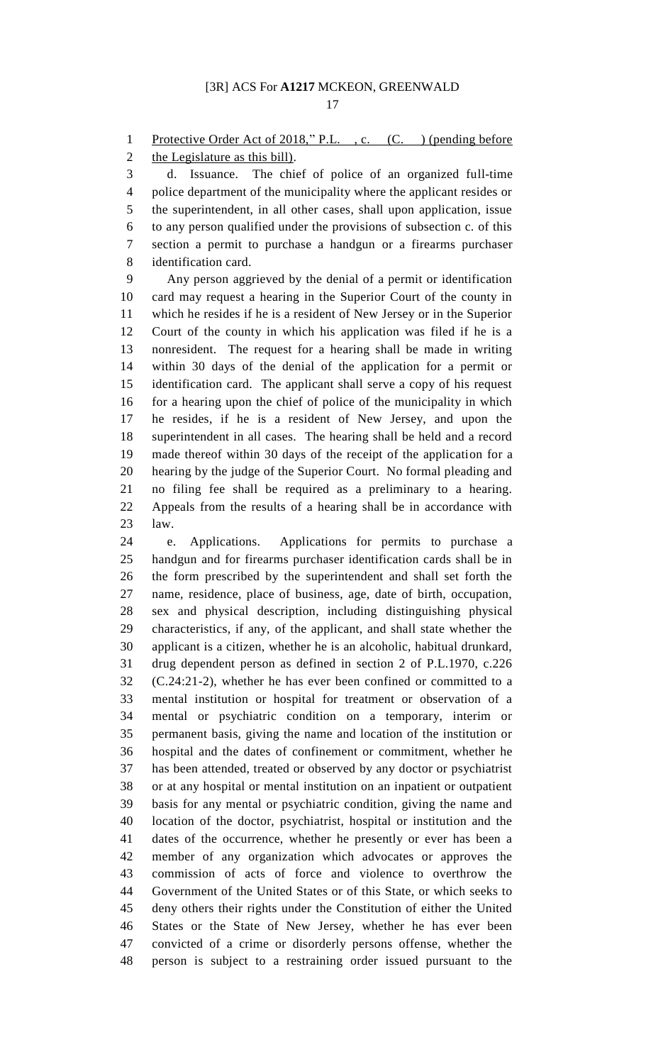Protective Order Act of 2018," P.L. , c. (C. ) (pending before the Legislature as this bill).

d. Issuance. The chief of police of an organized full-time police department of the municipality where the applicant resides or the superintendent, in all other cases, shall upon application, issue to any person qualified under the provisions of subsection c. of this section a permit to purchase a handgun or a firearms purchaser identification card.

Any person aggrieved by the denial of a permit or identification card may request a hearing in the Superior Court of the county in which he resides if he is a resident of New Jersey or in the Superior Court of the county in which his application was filed if he is a nonresident. The request for a hearing shall be made in writing within 30 days of the denial of the application for a permit or identification card. The applicant shall serve a copy of his request for a hearing upon the chief of police of the municipality in which he resides, if he is a resident of New Jersey, and upon the superintendent in all cases. The hearing shall be held and a record made thereof within 30 days of the receipt of the application for a hearing by the judge of the Superior Court. No formal pleading and no filing fee shall be required as a preliminary to a hearing. Appeals from the results of a hearing shall be in accordance with law.

e. Applications. Applications for permits to purchase a handgun and for firearms purchaser identification cards shall be in the form prescribed by the superintendent and shall set forth the name, residence, place of business, age, date of birth, occupation, sex and physical description, including distinguishing physical characteristics, if any, of the applicant, and shall state whether the applicant is a citizen, whether he is an alcoholic, habitual drunkard, drug dependent person as defined in section 2 of P.L.1970, c.226 (C.24:21-2), whether he has ever been confined or committed to a mental institution or hospital for treatment or observation of a mental or psychiatric condition on a temporary, interim or permanent basis, giving the name and location of the institution or hospital and the dates of confinement or commitment, whether he has been attended, treated or observed by any doctor or psychiatrist or at any hospital or mental institution on an inpatient or outpatient basis for any mental or psychiatric condition, giving the name and location of the doctor, psychiatrist, hospital or institution and the dates of the occurrence, whether he presently or ever has been a member of any organization which advocates or approves the commission of acts of force and violence to overthrow the Government of the United States or of this State, or which seeks to deny others their rights under the Constitution of either the United States or the State of New Jersey, whether he has ever been convicted of a crime or disorderly persons offense, whether the person is subject to a restraining order issued pursuant to the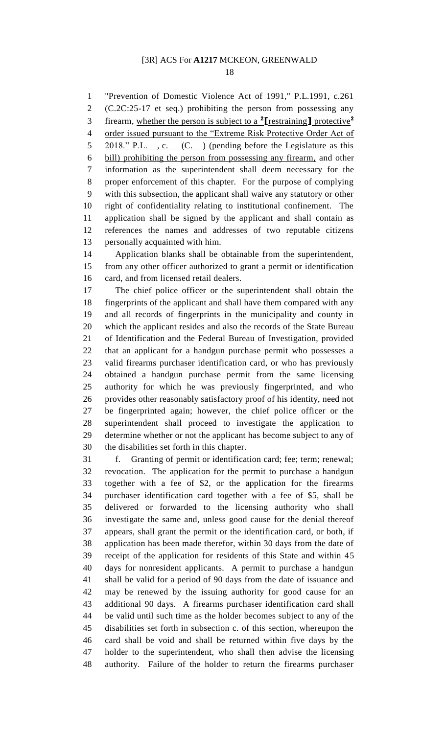"Prevention of Domestic Violence Act of 1991," P.L.1991, c.261 (C.2C:25-17 et seq.) prohibiting the person from possessing any firearm, whether the person is subject to a [2][restraining] protective[2] order issued pursuant to the "Extreme Risk Protective Order Act of 2018." P.L. , c. (C. ) (pending before the Legislature as this bill) prohibiting the person from possessing any firearm, and other information as the superintendent shall deem necessary for the proper enforcement of this chapter. For the purpose of complying with this subsection, the applicant shall waive any statutory or other right of confidentiality relating to institutional confinement. The application shall be signed by the applicant and shall contain as references the names and addresses of two reputable citizens personally acquainted with him.

Application blanks shall be obtainable from the superintendent, from any other officer authorized to grant a permit or identification card, and from licensed retail dealers.

The chief police officer or the superintendent shall obtain the fingerprints of the applicant and shall have them compared with any and all records of fingerprints in the municipality and county in which the applicant resides and also the records of the State Bureau of Identification and the Federal Bureau of Investigation, provided that an applicant for a handgun purchase permit who possesses a valid firearms purchaser identification card, or who has previously obtained a handgun purchase permit from the same licensing authority for which he was previously fingerprinted, and who provides other reasonably satisfactory proof of his identity, need not be fingerprinted again; however, the chief police officer or the superintendent shall proceed to investigate the application to determine whether or not the applicant has become subject to any of the disabilities set forth in this chapter.

f. Granting of permit or identification card; fee; term; renewal; revocation. The application for the permit to purchase a handgun together with a fee of $2, or the application for the firearms purchaser identification card together with a fee of $5, shall be delivered or forwarded to the licensing authority who shall investigate the same and, unless good cause for the denial thereof appears, shall grant the permit or the identification card, or both, if application has been made therefor, within 30 days from the date of receipt of the application for residents of this State and within 45 days for nonresident applicants. A permit to purchase a handgun shall be valid for a period of 90 days from the date of issuance and may be renewed by the issuing authority for good cause for an additional 90 days. A firearms purchaser identification card shall be valid until such time as the holder becomes subject to any of the disabilities set forth in subsection c. of this section, whereupon the card shall be void and shall be returned within five days by the holder to the superintendent, who shall then advise the licensing authority. Failure of the holder to return the firearms purchaser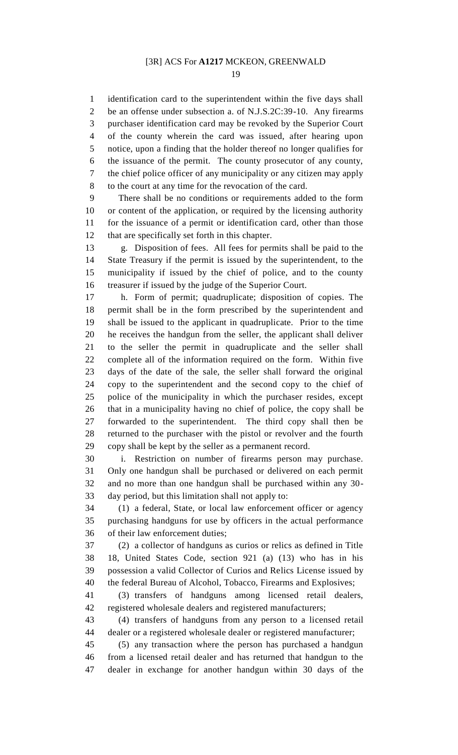identification card to the superintendent within the five days shall be an offense under subsection a. of N.J.S.2C:39-10. Any firearms purchaser identification card may be revoked by the Superior Court of the county wherein the card was issued, after hearing upon notice, upon a finding that the holder thereof no longer qualifies for the issuance of the permit. The county prosecutor of any county, the chief police officer of any municipality or any citizen may apply to the court at any time for the revocation of the card.

There shall be no conditions or requirements added to the form or content of the application, or required by the licensing authority for the issuance of a permit or identification card, other than those that are specifically set forth in this chapter.

g. Disposition of fees. All fees for permits shall be paid to the State Treasury if the permit is issued by the superintendent, to the municipality if issued by the chief of police, and to the county treasurer if issued by the judge of the Superior Court.

h. Form of permit; quadruplicate; disposition of copies. The permit shall be in the form prescribed by the superintendent and shall be issued to the applicant in quadruplicate. Prior to the time he receives the handgun from the seller, the applicant shall deliver to the seller the permit in quadruplicate and the seller shall complete all of the information required on the form. Within five days of the date of the sale, the seller shall forward the original copy to the superintendent and the second copy to the chief of police of the municipality in which the purchaser resides, except that in a municipality having no chief of police, the copy shall be forwarded to the superintendent. The third copy shall then be returned to the purchaser with the pistol or revolver and the fourth copy shall be kept by the seller as a permanent record.

i. Restriction on number of firearms person may purchase. Only one handgun shall be purchased or delivered on each permit and no more than one handgun shall be purchased within any 30-day period, but this limitation shall not apply to:

(1) a federal, State, or local law enforcement officer or agency purchasing handguns for use by officers in the actual performance of their law enforcement duties;

(2) a collector of handguns as curios or relics as defined in Title 18, United States Code, section 921 (a) (13) who has in his possession a valid Collector of Curios and Relics License issued by the federal Bureau of Alcohol, Tobacco, Firearms and Explosives;

(3) transfers of handguns among licensed retail dealers, registered wholesale dealers and registered manufacturers;

(4) transfers of handguns from any person to a licensed retail dealer or a registered wholesale dealer or registered manufacturer;

(5) any transaction where the person has purchased a handgun from a licensed retail dealer and has returned that handgun to the dealer in exchange for another handgun within 30 days of the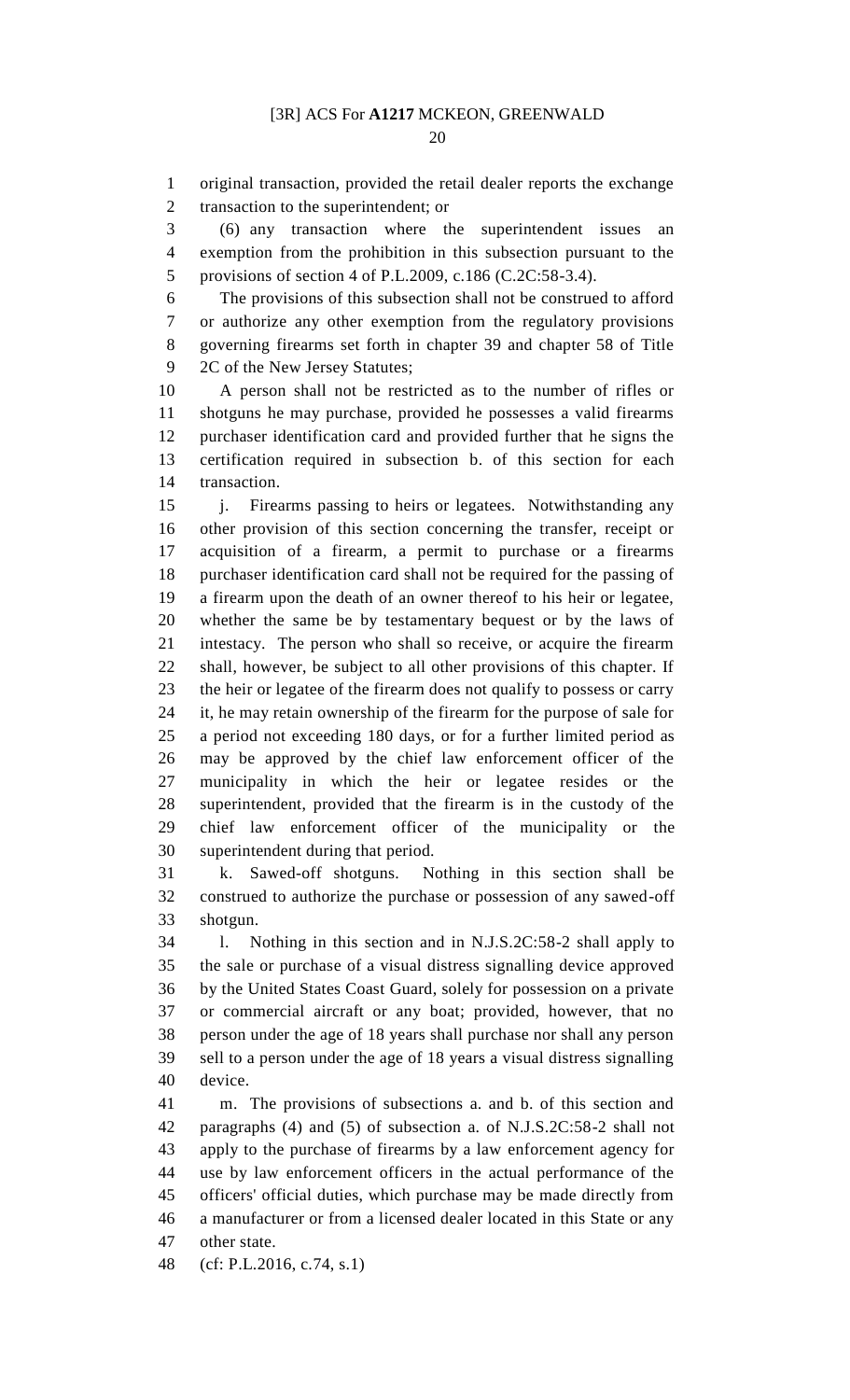original transaction, provided the retail dealer reports the exchange transaction to the superintendent; or

(6) any transaction where the superintendent issues an exemption from the prohibition in this subsection pursuant to the provisions of section 4 of P.L.2009, c.186 (C.2C:58-3.4).

The provisions of this subsection shall not be construed to afford or authorize any other exemption from the regulatory provisions governing firearms set forth in chapter 39 and chapter 58 of Title 2C of the New Jersey Statutes;

A person shall not be restricted as to the number of rifles or shotguns he may purchase, provided he possesses a valid firearms purchaser identification card and provided further that he signs the certification required in subsection b. of this section for each transaction.

j. Firearms passing to heirs or legatees. Notwithstanding any other provision of this section concerning the transfer, receipt or acquisition of a firearm, a permit to purchase or a firearms purchaser identification card shall not be required for the passing of a firearm upon the death of an owner thereof to his heir or legatee, whether the same be by testamentary bequest or by the laws of intestacy. The person who shall so receive, or acquire the firearm shall, however, be subject to all other provisions of this chapter. If the heir or legatee of the firearm does not qualify to possess or carry it, he may retain ownership of the firearm for the purpose of sale for a period not exceeding 180 days, or for a further limited period as may be approved by the chief law enforcement officer of the municipality in which the heir or legatee resides or the superintendent, provided that the firearm is in the custody of the chief law enforcement officer of the municipality or the superintendent during that period.

k. Sawed-off shotguns. Nothing in this section shall be construed to authorize the purchase or possession of any sawed-off shotgun.

l. Nothing in this section and in N.J.S.2C:58-2 shall apply to the sale or purchase of a visual distress signalling device approved by the United States Coast Guard, solely for possession on a private or commercial aircraft or any boat; provided, however, that no person under the age of 18 years shall purchase nor shall any person sell to a person under the age of 18 years a visual distress signalling device.

m. The provisions of subsections a. and b. of this section and paragraphs (4) and (5) of subsection a. of N.J.S.2C:58-2 shall not apply to the purchase of firearms by a law enforcement agency for use by law enforcement officers in the actual performance of the officers' official duties, which purchase may be made directly from a manufacturer or from a licensed dealer located in this State or any other state.

(cf: P.L.2016, c.74, s.1)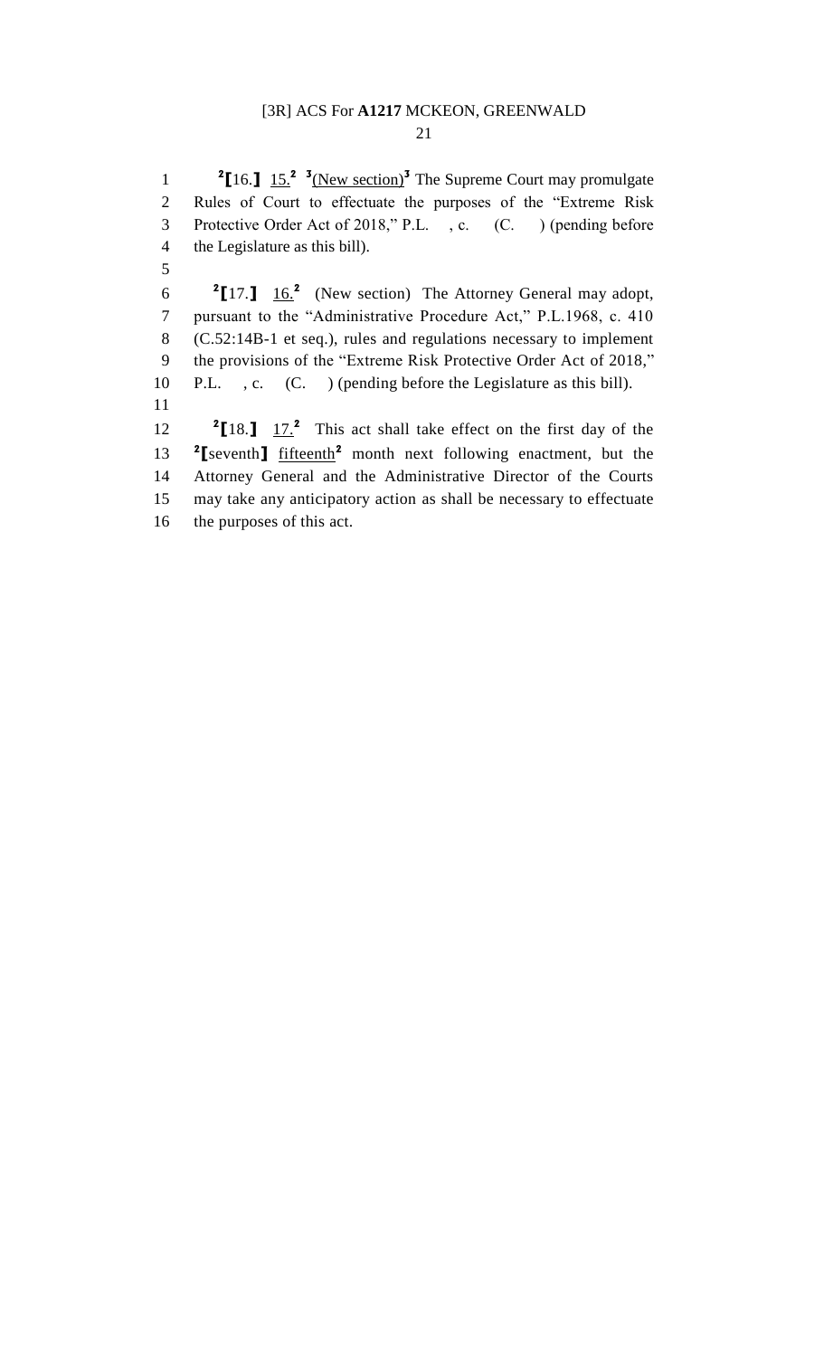²[16.] 15.² ³(New section)³ The Supreme Court may promulgate Rules of Court to effectuate the purposes of the "Extreme Risk Protective Order Act of 2018," P.L. , c. (C. ) (pending before the Legislature as this bill).

²[17.] 16.² (New section) The Attorney General may adopt, pursuant to the "Administrative Procedure Act," P.L.1968, c. 410 (C.52:14B-1 et seq.), rules and regulations necessary to implement the provisions of the "Extreme Risk Protective Order Act of 2018," P.L. , c. (C. ) (pending before the Legislature as this bill).

²[18.] 17.² This act shall take effect on the first day of the ²[seventh] fifteenth² month next following enactment, but the Attorney General and the Administrative Director of the Courts may take any anticipatory action as shall be necessary to effectuate the purposes of this act.